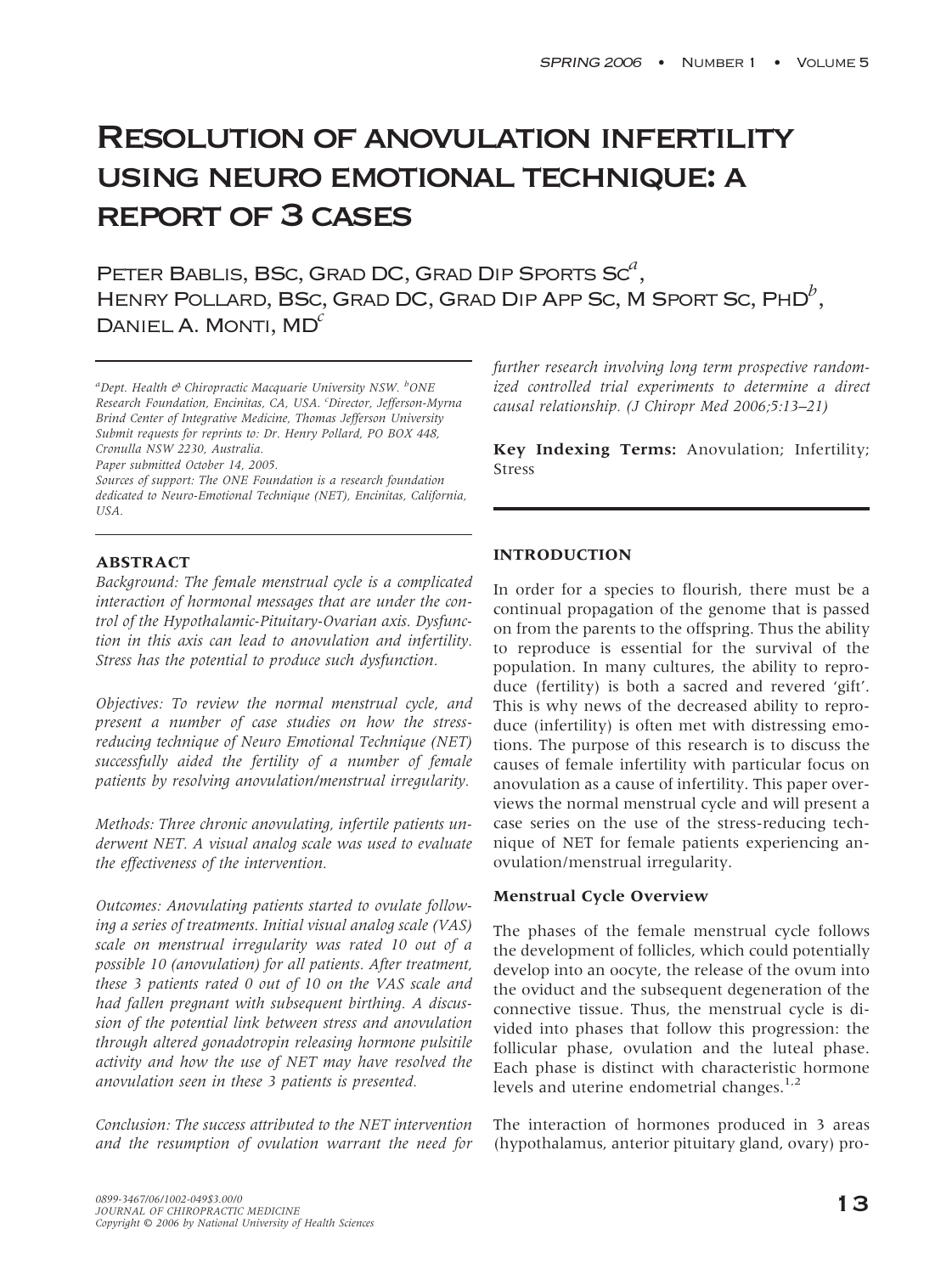# Resolution of anovulation infertility using neuro emotional technique: a report of 3 cases

Peter Bablis, BSc, Grad DC, Grad Dip Sports Sc[a], Henry Pollard, BSc, Grad DC, Grad Dip App Sc, M Sport Sc, PhD[b], Daniel A. Monti, MD[c]

*[a]Dept. Health & Chiropractic Macquarie University NSW. [b]ONE Research Foundation, Encinitas, CA, USA. [c]Director, Jefferson-Myrna Brind Center of Integrative Medicine, Thomas Jefferson University*
*Submit requests for reprints to: Dr. Henry Pollard, PO BOX 448, Cronulla NSW 2230, Australia.*
*Paper submitted October 14, 2005.*
*Sources of support: The ONE Foundation is a research foundation dedicated to Neuro-Emotional Technique (NET), Encinitas, California, USA.*

## ABSTRACT

*Background: The female menstrual cycle is a complicated interaction of hormonal messages that are under the control of the Hypothalamic-Pituitary-Ovarian axis. Dysfunction in this axis can lead to anovulation and infertility. Stress has the potential to produce such dysfunction.*

*Objectives: To review the normal menstrual cycle, and present a number of case studies on how the stress-reducing technique of Neuro Emotional Technique (NET) successfully aided the fertility of a number of female patients by resolving anovulation/menstrual irregularity.*

*Methods: Three chronic anovulating, infertile patients underwent NET. A visual analog scale was used to evaluate the effectiveness of the intervention.*

*Outcomes: Anovulating patients started to ovulate following a series of treatments. Initial visual analog scale (VAS) scale on menstrual irregularity was rated 10 out of a possible 10 (anovulation) for all patients. After treatment, these 3 patients rated 0 out of 10 on the VAS scale and had fallen pregnant with subsequent birthing. A discussion of the potential link between stress and anovulation through altered gonadotropin releasing hormone pulsitile activity and how the use of NET may have resolved the anovulation seen in these 3 patients is presented.*

*Conclusion: The success attributed to the NET intervention and the resumption of ovulation warrant the need for further research involving long term prospective randomized controlled trial experiments to determine a direct causal relationship. (J Chiropr Med 2006;5:13–21)*

**Key Indexing Terms:** Anovulation; Infertility; Stress

## INTRODUCTION

In order for a species to flourish, there must be a continual propagation of the genome that is passed on from the parents to the offspring. Thus the ability to reproduce is essential for the survival of the population. In many cultures, the ability to reproduce (fertility) is both a sacred and revered 'gift'. This is why news of the decreased ability to reproduce (infertility) is often met with distressing emotions. The purpose of this research is to discuss the causes of female infertility with particular focus on anovulation as a cause of infertility. This paper overviews the normal menstrual cycle and will present a case series on the use of the stress-reducing technique of NET for female patients experiencing anovulation/menstrual irregularity.

### Menstrual Cycle Overview

The phases of the female menstrual cycle follows the development of follicles, which could potentially develop into an oocyte, the release of the ovum into the oviduct and the subsequent degeneration of the connective tissue. Thus, the menstrual cycle is divided into phases that follow this progression: the follicular phase, ovulation and the luteal phase. Each phase is distinct with characteristic hormone levels and uterine endometrial changes.[1,2]

The interaction of hormones produced in 3 areas (hypothalamus, anterior pituitary gland, ovary) pro-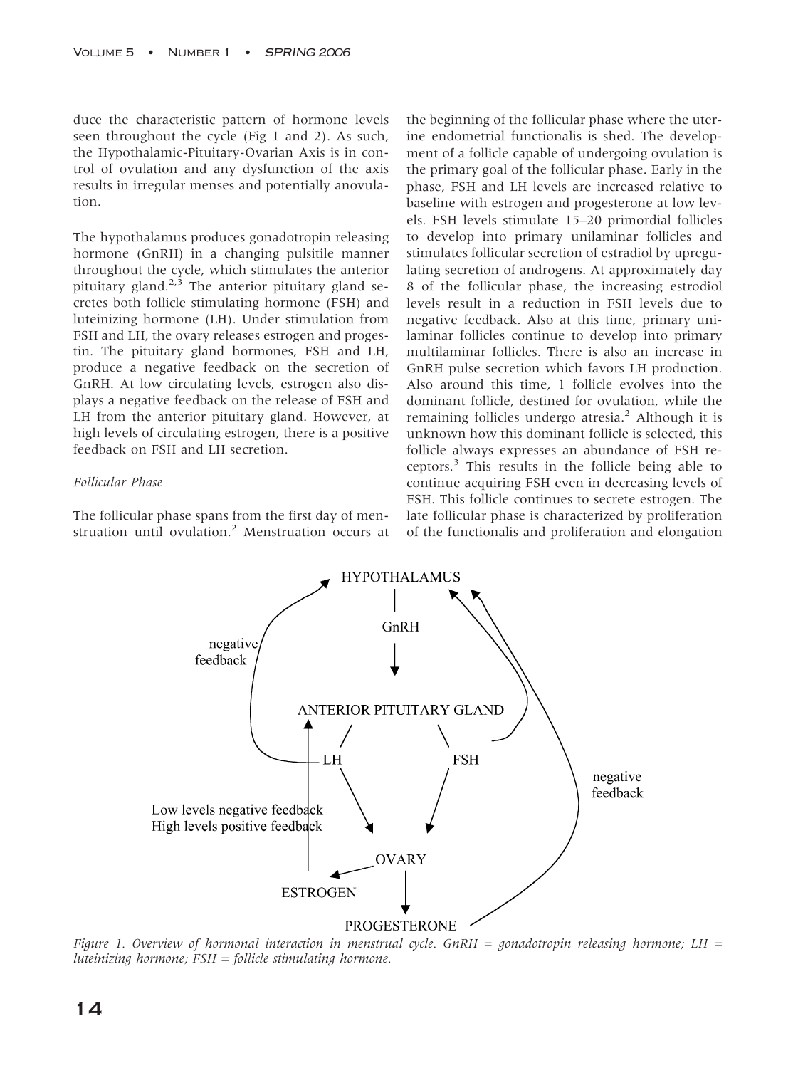duce the characteristic pattern of hormone levels seen throughout the cycle (Fig 1 and 2). As such, the Hypothalamic-Pituitary-Ovarian Axis is in control of ovulation and any dysfunction of the axis results in irregular menses and potentially anovulation.

The hypothalamus produces gonadotropin releasing hormone (GnRH) in a changing pulsitile manner throughout the cycle, which stimulates the anterior pituitary gland.[2,3] The anterior pituitary gland secretes both follicle stimulating hormone (FSH) and luteinizing hormone (LH). Under stimulation from FSH and LH, the ovary releases estrogen and progestin. The pituitary gland hormones, FSH and LH, produce a negative feedback on the secretion of GnRH. At low circulating levels, estrogen also displays a negative feedback on the release of FSH and LH from the anterior pituitary gland. However, at high levels of circulating estrogen, there is a positive feedback on FSH and LH secretion.

*Follicular Phase*

The follicular phase spans from the first day of menstruation until ovulation.[2] Menstruation occurs at the beginning of the follicular phase where the uterine endometrial functionalis is shed. The development of a follicle capable of undergoing ovulation is the primary goal of the follicular phase. Early in the phase, FSH and LH levels are increased relative to baseline with estrogen and progesterone at low levels. FSH levels stimulate 15–20 primordial follicles to develop into primary unilaminar follicles and stimulates follicular secretion of estradiol by upregulating secretion of androgens. At approximately day 8 of the follicular phase, the increasing estrodiol levels result in a reduction in FSH levels due to negative feedback. Also at this time, primary unilaminar follicles continue to develop into primary multilaminar follicles. There is also an increase in GnRH pulse secretion which favors LH production. Also around this time, 1 follicle evolves into the dominant follicle, destined for ovulation, while the remaining follicles undergo atresia.[2] Although it is unknown how this dominant follicle is selected, this follicle always expresses an abundance of FSH receptors.[3] This results in the follicle being able to continue acquiring FSH even in decreasing levels of FSH. This follicle continues to secrete estrogen. The late follicular phase is characterized by proliferation of the functionalis and proliferation and elongation

HYPOTHALAMUS → GnRH → ANTERIOR PITUITARY GLAND → LH, FSH → OVARY → ESTROGEN, PROGESTERONE

LH → HYPOTHALAMUS: negative feedback

FSH → HYPOTHALAMUS: negative feedback

ESTROGEN → ANTERIOR PITUITARY GLAND: Low levels negative feedback; High levels positive feedback

PROGESTERONE → HYPOTHALAMUS: negative feedback

*Figure 1. Overview of hormonal interaction in menstrual cycle. GnRH = gonadotropin releasing hormone; LH = luteinizing hormone; FSH = follicle stimulating hormone.*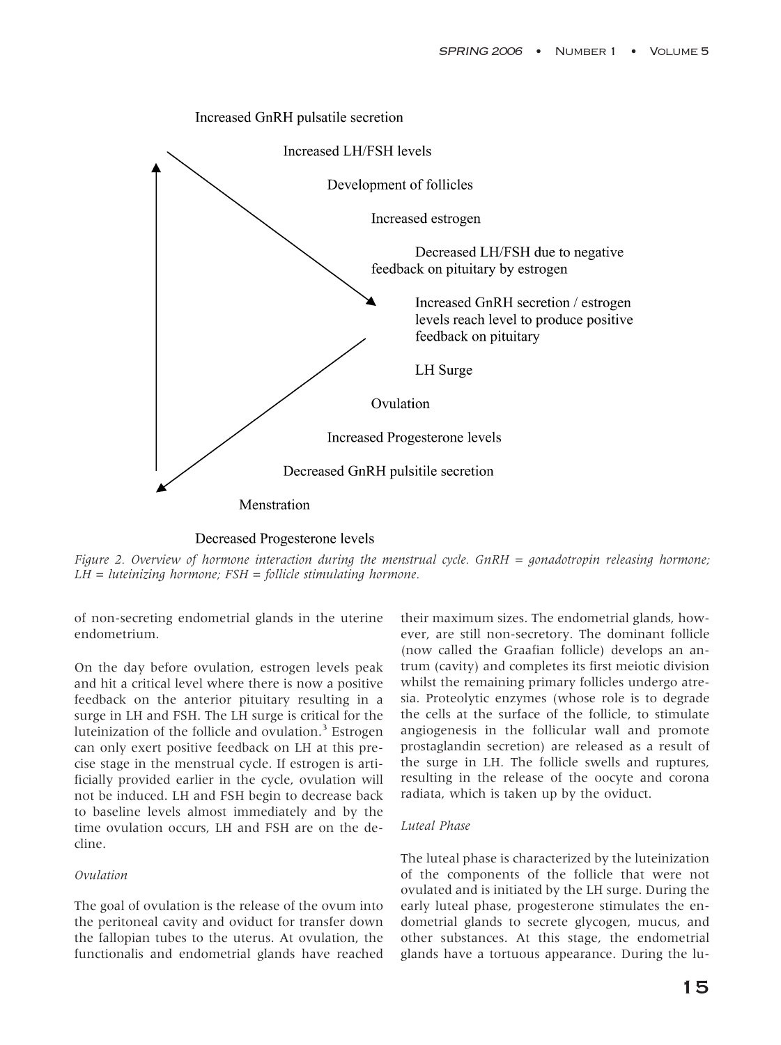Increased GnRH pulsatile secretion

Increased LH/FSH levels

Development of follicles

Increased estrogen

Decreased LH/FSH due to negative feedback on pituitary by estrogen

Increased GnRH secretion / estrogen levels reach level to produce positive feedback on pituitary

LH Surge

Ovulation

Increased Progesterone levels

Decreased GnRH pulsitile secretion

Menstration

Decreased Progesterone levels

*Figure 2. Overview of hormone interaction during the menstrual cycle. GnRH = gonadotropin releasing hormone; LH = luteinizing hormone; FSH = follicle stimulating hormone.*

of non-secreting endometrial glands in the uterine endometrium.

On the day before ovulation, estrogen levels peak and hit a critical level where there is now a positive feedback on the anterior pituitary resulting in a surge in LH and FSH. The LH surge is critical for the luteinization of the follicle and ovulation.[3] Estrogen can only exert positive feedback on LH at this precise stage in the menstrual cycle. If estrogen is artificially provided earlier in the cycle, ovulation will not be induced. LH and FSH begin to decrease back to baseline levels almost immediately and by the time ovulation occurs, LH and FSH are on the decline.

*Ovulation*

The goal of ovulation is the release of the ovum into the peritoneal cavity and oviduct for transfer down the fallopian tubes to the uterus. At ovulation, the functionalis and endometrial glands have reached their maximum sizes. The endometrial glands, however, are still non-secretory. The dominant follicle (now called the Graafian follicle) develops an antrum (cavity) and completes its first meiotic division whilst the remaining primary follicles undergo atresia. Proteolytic enzymes (whose role is to degrade the cells at the surface of the follicle, to stimulate angiogenesis in the follicular wall and promote prostaglandin secretion) are released as a result of the surge in LH. The follicle swells and ruptures, resulting in the release of the oocyte and corona radiata, which is taken up by the oviduct.

*Luteal Phase*

The luteal phase is characterized by the luteinization of the components of the follicle that were not ovulated and is initiated by the LH surge. During the early luteal phase, progesterone stimulates the endometrial glands to secrete glycogen, mucus, and other substances. At this stage, the endometrial glands have a tortuous appearance. During the lu-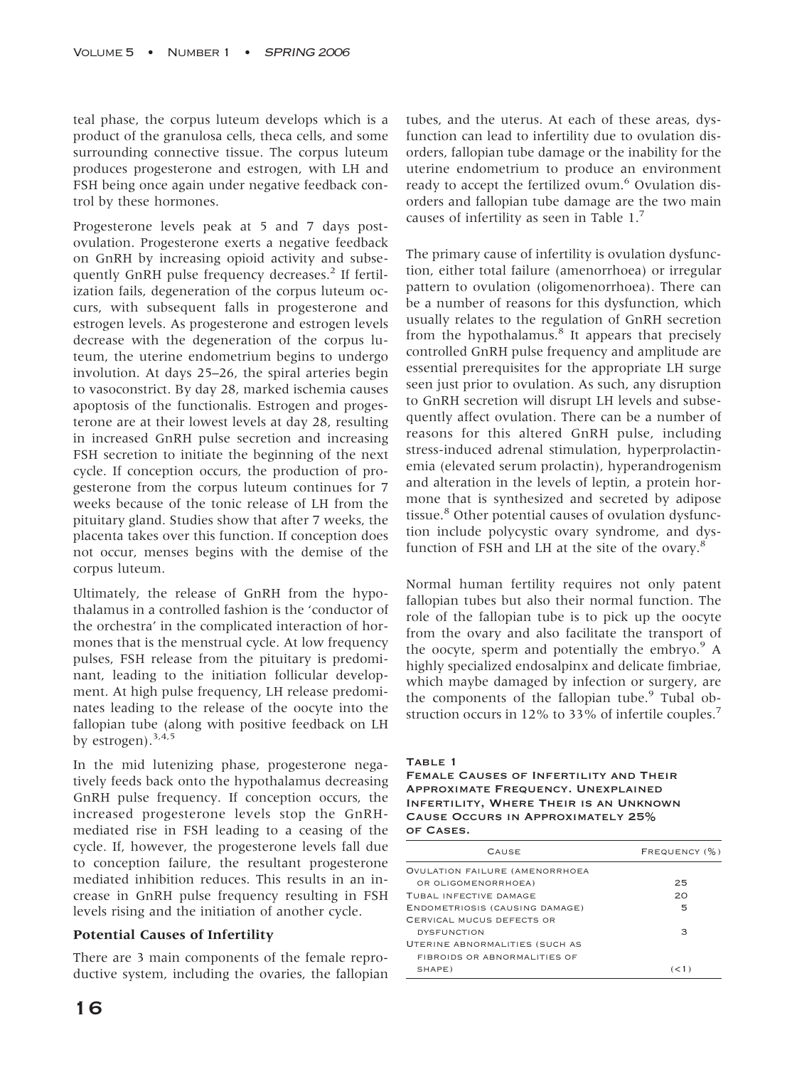teal phase, the corpus luteum develops which is a product of the granulosa cells, theca cells, and some surrounding connective tissue. The corpus luteum produces progesterone and estrogen, with LH and FSH being once again under negative feedback control by these hormones.

Progesterone levels peak at 5 and 7 days post-ovulation. Progesterone exerts a negative feedback on GnRH by increasing opioid activity and subsequently GnRH pulse frequency decreases.[2] If fertilization fails, degeneration of the corpus luteum occurs, with subsequent falls in progesterone and estrogen levels. As progesterone and estrogen levels decrease with the degeneration of the corpus luteum, the uterine endometrium begins to undergo involution. At days 25–26, the spiral arteries begin to vasoconstrict. By day 28, marked ischemia causes apoptosis of the functionalis. Estrogen and progesterone are at their lowest levels at day 28, resulting in increased GnRH pulse secretion and increasing FSH secretion to initiate the beginning of the next cycle. If conception occurs, the production of progesterone from the corpus luteum continues for 7 weeks because of the tonic release of LH from the pituitary gland. Studies show that after 7 weeks, the placenta takes over this function. If conception does not occur, menses begins with the demise of the corpus luteum.

Ultimately, the release of GnRH from the hypothalamus in a controlled fashion is the 'conductor of the orchestra' in the complicated interaction of hormones that is the menstrual cycle. At low frequency pulses, FSH release from the pituitary is predominant, leading to the initiation follicular development. At high pulse frequency, LH release predominates leading to the release of the oocyte into the fallopian tube (along with positive feedback on LH by estrogen).[3,4,5]

In the mid lutenizing phase, progesterone negatively feeds back onto the hypothalamus decreasing GnRH pulse frequency. If conception occurs, the increased progesterone levels stop the GnRH-mediated rise in FSH leading to a ceasing of the cycle. If, however, the progesterone levels fall due to conception failure, the resultant progesterone mediated inhibition reduces. This results in an increase in GnRH pulse frequency resulting in FSH levels rising and the initiation of another cycle.

**Potential Causes of Infertility**

There are 3 main components of the female reproductive system, including the ovaries, the fallopian tubes, and the uterus. At each of these areas, dysfunction can lead to infertility due to ovulation disorders, fallopian tube damage or the inability for the uterine endometrium to produce an environment ready to accept the fertilized ovum.[6] Ovulation disorders and fallopian tube damage are the two main causes of infertility as seen in Table 1.[7]

The primary cause of infertility is ovulation dysfunction, either total failure (amenorrhoea) or irregular pattern to ovulation (oligomenorrhoea). There can be a number of reasons for this dysfunction, which usually relates to the regulation of GnRH secretion from the hypothalamus.[8] It appears that precisely controlled GnRH pulse frequency and amplitude are essential prerequisites for the appropriate LH surge seen just prior to ovulation. As such, any disruption to GnRH secretion will disrupt LH levels and subsequently affect ovulation. There can be a number of reasons for this altered GnRH pulse, including stress-induced adrenal stimulation, hyperprolactinemia (elevated serum prolactin), hyperandrogenism and alteration in the levels of leptin, a protein hormone that is synthesized and secreted by adipose tissue.[8] Other potential causes of ovulation dysfunction include polycystic ovary syndrome, and dysfunction of FSH and LH at the site of the ovary.[8]

Normal human fertility requires not only patent fallopian tubes but also their normal function. The role of the fallopian tube is to pick up the oocyte from the ovary and also facilitate the transport of the oocyte, sperm and potentially the embryo.[9] A highly specialized endosalpinx and delicate fimbriae, which maybe damaged by infection or surgery, are the components of the fallopian tube.[9] Tubal obstruction occurs in 12% to 33% of infertile couples.[7]

**Table 1**
**Female Causes of Infertility and Their Approximate Frequency. Unexplained Infertility, Where Their is an Unknown Cause Occurs in Approximately 25% of Cases.**

| Cause | Frequency (%) |
|---|---|
| Ovulation failure (amenorrhoea or oligomenorrhoea) | 25 |
| Tubal infective damage | 20 |
| Endometriosis (causing damage) | 5 |
| Cervical mucus defects or dysfunction | 3 |
| Uterine abnormalities (such as fibroids or abnormalities of shape) | (<1) |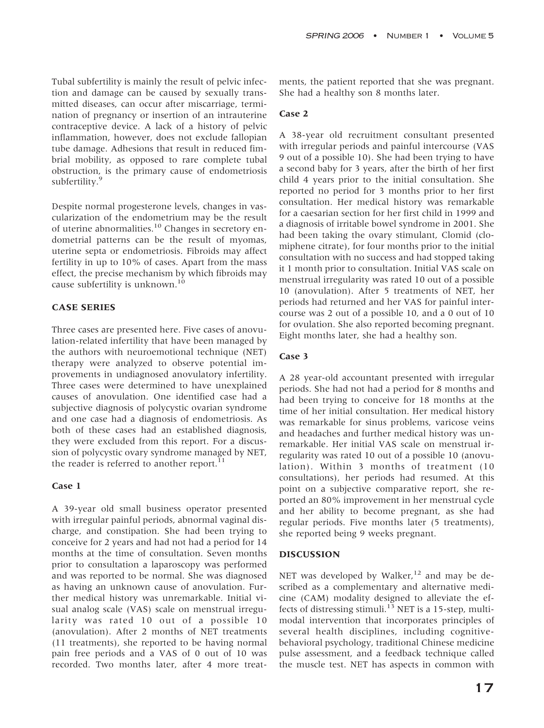Tubal subfertility is mainly the result of pelvic infection and damage can be caused by sexually transmitted diseases, can occur after miscarriage, termination of pregnancy or insertion of an intrauterine contraceptive device. A lack of a history of pelvic inflammation, however, does not exclude fallopian tube damage. Adhesions that result in reduced fimbrial mobility, as opposed to rare complete tubal obstruction, is the primary cause of endometriosis subfertility.[9]

Despite normal progesterone levels, changes in vascularization of the endometrium may be the result of uterine abnormalities.[10] Changes in secretory endometrial patterns can be the result of myomas, uterine septa or endometriosis. Fibroids may affect fertility in up to 10% of cases. Apart from the mass effect, the precise mechanism by which fibroids may cause subfertility is unknown.[10]

## CASE SERIES

Three cases are presented here. Five cases of anovulation-related infertility that have been managed by the authors with neuroemotional technique (NET) therapy were analyzed to observe potential improvements in undiagnosed anovulatory infertility. Three cases were determined to have unexplained causes of anovulation. One identified case had a subjective diagnosis of polycystic ovarian syndrome and one case had a diagnosis of endometriosis. As both of these cases had an established diagnosis, they were excluded from this report. For a discussion of polycystic ovary syndrome managed by NET, the reader is referred to another report.[11]

### Case 1

A 39-year old small business operator presented with irregular painful periods, abnormal vaginal discharge, and constipation. She had been trying to conceive for 2 years and had not had a period for 14 months at the time of consultation. Seven months prior to consultation a laparoscopy was performed and was reported to be normal. She was diagnosed as having an unknown cause of anovulation. Further medical history was unremarkable. Initial visual analog scale (VAS) scale on menstrual irregularity was rated 10 out of a possible 10 (anovulation). After 2 months of NET treatments (11 treatments), she reported to be having normal pain free periods and a VAS of 0 out of 10 was recorded. Two months later, after 4 more treatments, the patient reported that she was pregnant. She had a healthy son 8 months later.

### Case 2

A 38-year old recruitment consultant presented with irregular periods and painful intercourse (VAS 9 out of a possible 10). She had been trying to have a second baby for 3 years, after the birth of her first child 4 years prior to the initial consultation. She reported no period for 3 months prior to her first consultation. Her medical history was remarkable for a caesarian section for her first child in 1999 and a diagnosis of irritable bowel syndrome in 2001. She had been taking the ovary stimulant, Clomid (clomiphene citrate), for four months prior to the initial consultation with no success and had stopped taking it 1 month prior to consultation. Initial VAS scale on menstrual irregularity was rated 10 out of a possible 10 (anovulation). After 5 treatments of NET, her periods had returned and her VAS for painful intercourse was 2 out of a possible 10, and a 0 out of 10 for ovulation. She also reported becoming pregnant. Eight months later, she had a healthy son.

### Case 3

A 28 year-old accountant presented with irregular periods. She had not had a period for 8 months and had been trying to conceive for 18 months at the time of her initial consultation. Her medical history was remarkable for sinus problems, varicose veins and headaches and further medical history was unremarkable. Her initial VAS scale on menstrual irregularity was rated 10 out of a possible 10 (anovulation). Within 3 months of treatment (10 consultations), her periods had resumed. At this point on a subjective comparative report, she reported an 80% improvement in her menstrual cycle and her ability to become pregnant, as she had regular periods. Five months later (5 treatments), she reported being 9 weeks pregnant.

## DISCUSSION

NET was developed by Walker,[12] and may be described as a complementary and alternative medicine (CAM) modality designed to alleviate the effects of distressing stimuli.[13] NET is a 15-step, multimodal intervention that incorporates principles of several health disciplines, including cognitive-behavioral psychology, traditional Chinese medicine pulse assessment, and a feedback technique called the muscle test. NET has aspects in common with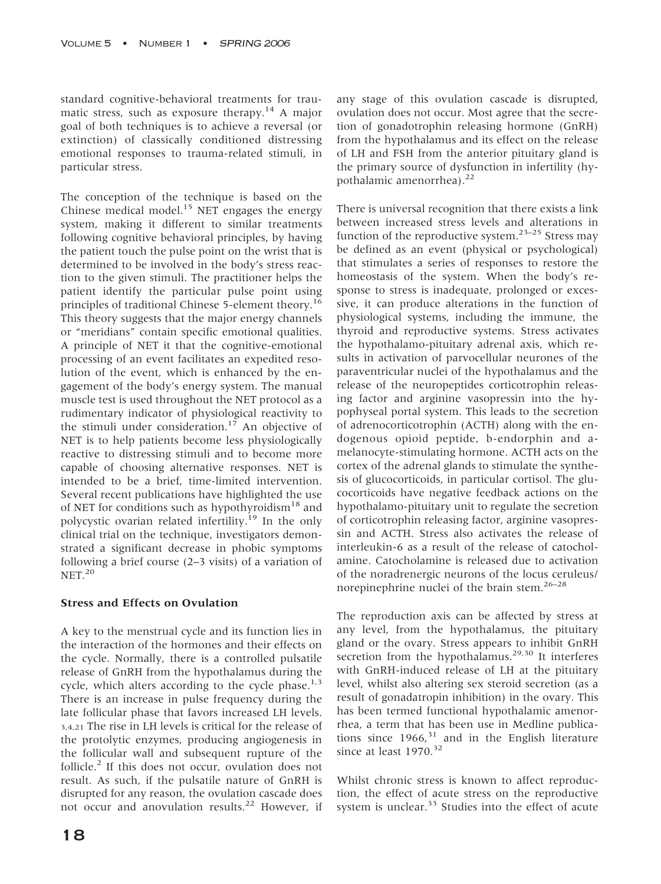standard cognitive-behavioral treatments for traumatic stress, such as exposure therapy.[14] A major goal of both techniques is to achieve a reversal (or extinction) of classically conditioned distressing emotional responses to trauma-related stimuli, in particular stress.

The conception of the technique is based on the Chinese medical model.[15] NET engages the energy system, making it different to similar treatments following cognitive behavioral principles, by having the patient touch the pulse point on the wrist that is determined to be involved in the body's stress reaction to the given stimuli. The practitioner helps the patient identify the particular pulse point using principles of traditional Chinese 5-element theory.[16] This theory suggests that the major energy channels or "meridians" contain specific emotional qualities. A principle of NET it that the cognitive-emotional processing of an event facilitates an expedited resolution of the event, which is enhanced by the engagement of the body's energy system. The manual muscle test is used throughout the NET protocol as a rudimentary indicator of physiological reactivity to the stimuli under consideration.[17] An objective of NET is to help patients become less physiologically reactive to distressing stimuli and to become more capable of choosing alternative responses. NET is intended to be a brief, time-limited intervention. Several recent publications have highlighted the use of NET for conditions such as hypothyroidism[18] and polycystic ovarian related infertility.[19] In the only clinical trial on the technique, investigators demonstrated a significant decrease in phobic symptoms following a brief course (2–3 visits) of a variation of NET.[20]

**Stress and Effects on Ovulation**

A key to the menstrual cycle and its function lies in the interaction of the hormones and their effects on the cycle. Normally, there is a controlled pulsatile release of GnRH from the hypothalamus during the cycle, which alters according to the cycle phase.[1,3] There is an increase in pulse frequency during the late follicular phase that favors increased LH levels.[3,4,21] The rise in LH levels is critical for the release of the protolytic enzymes, producing angiogenesis in the follicular wall and subsequent rupture of the follicle.[2] If this does not occur, ovulation does not result. As such, if the pulsatile nature of GnRH is disrupted for any reason, the ovulation cascade does not occur and anovulation results.[22] However, if any stage of this ovulation cascade is disrupted, ovulation does not occur. Most agree that the secretion of gonadotrophin releasing hormone (GnRH) from the hypothalamus and its effect on the release of LH and FSH from the anterior pituitary gland is the primary source of dysfunction in infertility (hypothalamic amenorrhea).[22]

There is universal recognition that there exists a link between increased stress levels and alterations in function of the reproductive system.[23–25] Stress may be defined as an event (physical or psychological) that stimulates a series of responses to restore the homeostasis of the system. When the body's response to stress is inadequate, prolonged or excessive, it can produce alterations in the function of physiological systems, including the immune, the thyroid and reproductive systems. Stress activates the hypothalamo-pituitary adrenal axis, which results in activation of parvocellular neurones of the paraventricular nuclei of the hypothalamus and the release of the neuropeptides corticotrophin releasing factor and arginine vasopressin into the hypophyseal portal system. This leads to the secretion of adrenocorticotrophin (ACTH) along with the endogenous opioid peptide, b-endorphin and a-melanocyte-stimulating hormone. ACTH acts on the cortex of the adrenal glands to stimulate the synthesis of glucocorticoids, in particular cortisol. The glucocorticoids have negative feedback actions on the hypothalamo-pituitary unit to regulate the secretion of corticotrophin releasing factor, arginine vasopressin and ACTH. Stress also activates the release of interleukin-6 as a result of the release of catocholamine. Catocholamine is released due to activation of the noradrenergic neurons of the locus ceruleus/norepinephrine nuclei of the brain stem.[26–28]

The reproduction axis can be affected by stress at any level, from the hypothalamus, the pituitary gland or the ovary. Stress appears to inhibit GnRH secretion from the hypothalamus.[29,30] It interferes with GnRH-induced release of LH at the pituitary level, whilst also altering sex steroid secretion (as a result of gonadatropin inhibition) in the ovary. This has been termed functional hypothalamic amenorrhea, a term that has been use in Medline publications since 1966,[31] and in the English literature since at least 1970.[32]

Whilst chronic stress is known to affect reproduction, the effect of acute stress on the reproductive system is unclear.[33] Studies into the effect of acute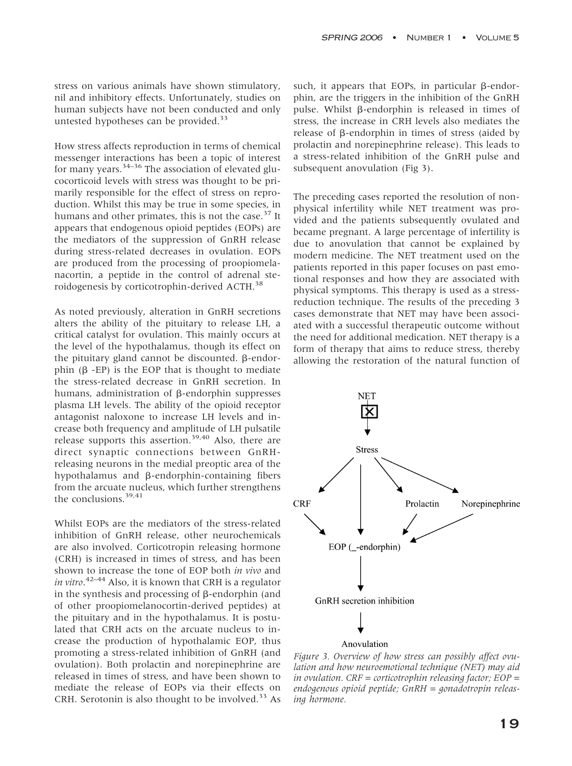stress on various animals have shown stimulatory, nil and inhibitory effects. Unfortunately, studies on human subjects have not been conducted and only untested hypotheses can be provided.[33]

How stress affects reproduction in terms of chemical messenger interactions has been a topic of interest for many years.[34–36] The association of elevated glucocorticoid levels with stress was thought to be primarily responsible for the effect of stress on reproduction. Whilst this may be true in some species, in humans and other primates, this is not the case.[37] It appears that endogenous opioid peptides (EOPs) are the mediators of the suppression of GnRH release during stress-related decreases in ovulation. EOPs are produced from the processing of proopiomelanacortin, a peptide in the control of adrenal steroidogenesis by corticotrophin-derived ACTH.[38]

As noted previously, alteration in GnRH secretions alters the ability of the pituitary to release LH, a critical catalyst for ovulation. This mainly occurs at the level of the hypothalamus, though its effect on the pituitary gland cannot be discounted. β-endorphin (β -EP) is the EOP that is thought to mediate the stress-related decrease in GnRH secretion. In humans, administration of β-endorphin suppresses plasma LH levels. The ability of the opioid receptor antagonist naloxone to increase LH levels and increase both frequency and amplitude of LH pulsatile release supports this assertion.[39,40] Also, there are direct synaptic connections between GnRH-releasing neurons in the medial preoptic area of the hypothalamus and β-endorphin-containing fibers from the arcuate nucleus, which further strengthens the conclusions.[39,41]

Whilst EOPs are the mediators of the stress-related inhibition of GnRH release, other neurochemicals are also involved. Corticotropin releasing hormone (CRH) is increased in times of stress, and has been shown to increase the tone of EOP both *in vivo* and *in vitro*.[42–44] Also, it is known that CRH is a regulator in the synthesis and processing of β-endorphin (and of other proopiomelanocortin-derived peptides) at the pituitary and in the hypothalamus. It is postulated that CRH acts on the arcuate nucleus to increase the production of hypothalamic EOP, thus promoting a stress-related inhibition of GnRH (and ovulation). Both prolactin and norepinephrine are released in times of stress, and have been shown to mediate the release of EOPs via their effects on CRH. Serotonin is also thought to be involved.[33] As such, it appears that EOPs, in particular β-endorphin, are the triggers in the inhibition of the GnRH pulse. Whilst β-endorphin is released in times of stress, the increase in CRH levels also mediates the release of β-endorphin in times of stress (aided by prolactin and norepinephrine release). This leads to a stress-related inhibition of the GnRH pulse and subsequent anovulation (Fig 3).

The preceding cases reported the resolution of nonphysical infertility while NET treatment was provided and the patients subsequently ovulated and became pregnant. A large percentage of infertility is due to anovulation that cannot be explained by modern medicine. The NET treatment used on the patients reported in this paper focuses on past emotional responses and how they are associated with physical symptoms. This therapy is used as a stress-reduction technique. The results of the preceding 3 cases demonstrate that NET may have been associated with a successful therapeutic outcome without the need for additional medication. NET therapy is a form of therapy that aims to reduce stress, thereby allowing the restoration of the natural function of

NET

Stress

CRF | Prolactin | Norepinephrine

EOP (_-endorphin)

GnRH secretion inhibition

Anovulation

*Figure 3. Overview of how stress can possibly affect ovulation and how neuroemotional technique (NET) may aid in ovulation. CRF = corticotrophin releasing factor; EOP = endogenous opioid peptide; GnRH = gonadotropin releasing hormone.*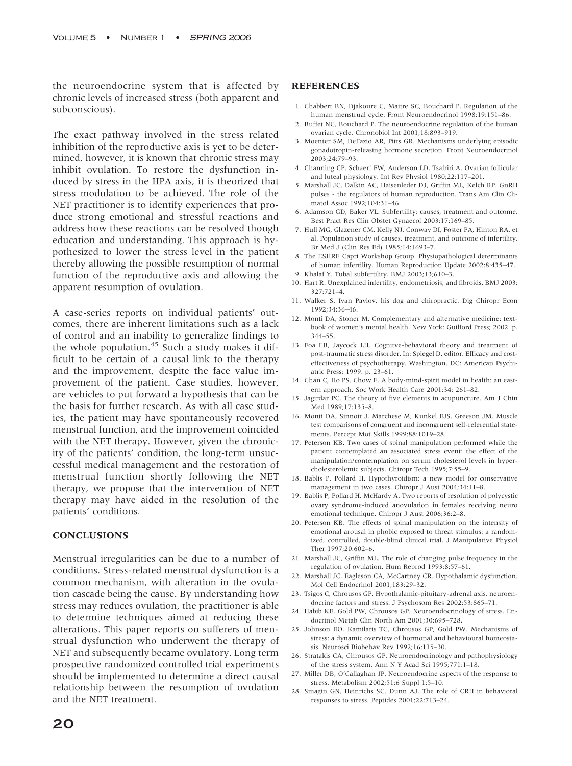the neuroendocrine system that is affected by chronic levels of increased stress (both apparent and subconscious).

The exact pathway involved in the stress related inhibition of the reproductive axis is yet to be determined, however, it is known that chronic stress may inhibit ovulation. To restore the dysfunction induced by stress in the HPA axis, it is theorized that stress modulation to be achieved. The role of the NET practitioner is to identify experiences that produce strong emotional and stressful reactions and address how these reactions can be resolved though education and understanding. This approach is hypothesized to lower the stress level in the patient thereby allowing the possible resumption of normal function of the reproductive axis and allowing the apparent resumption of ovulation.

A case-series reports on individual patients' outcomes, there are inherent limitations such as a lack of control and an inability to generalize findings to the whole population.[45] Such a study makes it difficult to be certain of a causal link to the therapy and the improvement, despite the face value improvement of the patient. Case studies, however, are vehicles to put forward a hypothesis that can be the basis for further research. As with all case studies, the patient may have spontaneously recovered menstrual function, and the improvement coincided with the NET therapy. However, given the chronicity of the patients' condition, the long-term unsuccessful medical management and the restoration of menstrual function shortly following the NET therapy, we propose that the intervention of NET therapy may have aided in the resolution of the patients' conditions.

## CONCLUSIONS

Menstrual irregularities can be due to a number of conditions. Stress-related menstrual dysfunction is a common mechanism, with alteration in the ovulation cascade being the cause. By understanding how stress may reduces ovulation, the practitioner is able to determine techniques aimed at reducing these alterations. This paper reports on sufferers of menstrual dysfunction who underwent the therapy of NET and subsequently became ovulatory. Long term prospective randomized controlled trial experiments should be implemented to determine a direct causal relationship between the resumption of ovulation and the NET treatment.

## REFERENCES

1. Chabbert BN, Djakoure C, Maitre SC, Bouchard P. Regulation of the human menstrual cycle. Front Neuroendocrinol 1998;19:151–86.
2. Buffet NC, Bouchard P. The neuroendocrine regulation of the human ovarian cycle. Chronobiol Int 2001;18:893–919.
3. Moenter SM, DeFazio AR, Pitts GR. Mechanisms underlying episodic gonadotropin-releasing hormone secretion. Front Neuroendocrinol 2003;24:79–93.
4. Channing CP, Schaerf FW, Anderson LD, Tsafriri A. Ovarian follicular and luteal physiology. Int Rev Physiol 1980;22:117–201.
5. Marshall JC, Dalkin AC, Haisenleder DJ, Griffin ML, Kelch RP. GnRH pulses - the regulators of human reproduction. Trans Am Clin Climatol Assoc 1992;104:31–46.
6. Adamson GD, Baker VL. Subfertility: causes, treatment and outcome. Best Pract Res Clin Obstet Gynaecol 2003;17:169–85.
7. Hull MG, Glazener CM, Kelly NJ, Conway DI, Foster PA, Hinton RA, et al. Population study of causes, treatment, and outcome of infertility. Br Med J (Clin Res Ed) 1985;14:1693–7.
8. The ESHRE Capri Workshop Group. Physiopathological determinants of human infertility. Human Reproduction Update 2002;8:435–47.
9. Khalaf Y. Tubal subfertility. BMJ 2003;13;610–3.
10. Hart R. Unexplained infertility, endometriosis, and fibroids. BMJ 2003; 327:721–4.
11. Walker S. Ivan Pavlov, his dog and chiropractic. Dig Chiropr Econ 1992;34:36–46.
12. Monti DA, Stoner M. Complementary and alternative medicine: textbook of women's mental health. New York: Guilford Press; 2002. p. 344–55.
13. Foa EB, Jaycock LH. Cognitve-behavioral theory and treatment of post-traumatic stress disorder. In: Spiegel D, editor. Efficacy and costeffectiveness of psychotherapy. Washington, DC: American Psychiatric Press; 1999. p. 23–61.
14. Chan C, Ho PS, Chow E. A body-mind-spirit model in health: an eastern approach. Soc Work Health Care 2001;34: 261–82.
15. Jagirdar PC. The theory of five elements in acupuncture. Am J Chin Med 1989;17:135–8.
16. Monti DA, Sinnott J, Marchese M, Kunkel EJS, Greeson JM. Muscle test comparisons of congruent and incongruent self-referential statements. Percept Mot Skills 1999;88:1019–28.
17. Peterson KB. Two cases of spinal manipulation performed while the patient contemplated an associated stress event: the effect of the manipulation/contemplation on serum cholesterol levels in hypercholesterolemic subjects. Chiropr Tech 1995;7:55–9.
18. Bablis P, Pollard H. Hypothyroidism: a new model for conservative management in two cases. Chiropr J Aust 2004;34:11–8.
19. Bablis P, Pollard H, McHardy A. Two reports of resolution of polycystic ovary syndrome-induced anovulation in females receiving neuro emotional technique. Chiropr J Aust 2006;36:2–8.
20. Peterson KB. The effects of spinal manipulation on the intensity of emotional arousal in phobic exposed to threat stimulus: a randomized, controlled, double-blind clinical trial. J Manipulative Physiol Ther 1997;20:602–6.
21. Marshall JC, Griffin ML. The role of changing pulse frequency in the regulation of ovulation. Hum Reprod 1993;8:57–61.
22. Marshall JC, Eagleson CA, McCartney CR. Hypothalamic dysfunction. Mol Cell Endocrinol 2001;183:29–32.
23. Tsigos C, Chrousos GP. Hypothalamic-pituitary-adrenal axis, neuroendocrine factors and stress. J Psychosom Res 2002;53:865–71.
24. Habib KE, Gold PW, Chrousos GP. Neuroendocrinology of stress. Endocrinol Metab Clin North Am 2001;30:695–728.
25. Johnson EO, Kamilaris TC, Chrousos GP, Gold PW. Mechanisms of stress: a dynamic overview of hormonal and behavioural homeostasis. Neurosci Biobehav Rev 1992;16:115–30.
26. Stratakis CA, Chrousos GP. Neuroendocrinology and pathophysiology of the stress system. Ann N Y Acad Sci 1995;771:1–18.
27. Miller DB, O'Callaghan JP. Neuroendocrine aspects of the response to stress. Metabolism 2002;51;6 Suppl 1:5–10.
28. Smagin GN, Heinrichs SC, Dunn AJ. The role of CRH in behavioral responses to stress. Peptides 2001;22:713–24.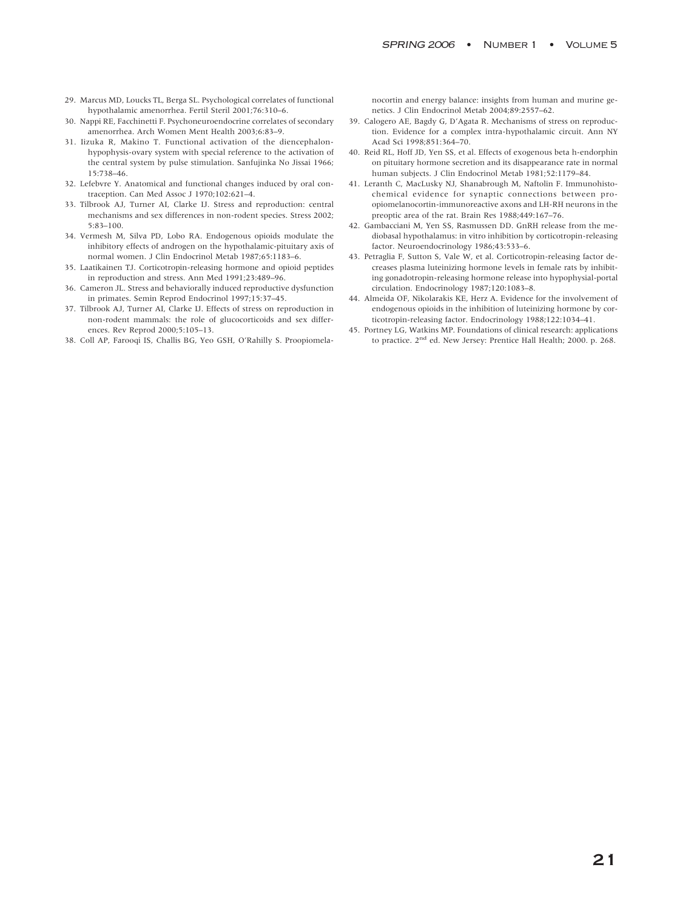29. Marcus MD, Loucks TL, Berga SL. Psychological correlates of functional hypothalamic amenorrhea. Fertil Steril 2001;76:310–6.
30. Nappi RE, Facchinetti F. Psychoneuroendocrine correlates of secondary amenorrhea. Arch Women Ment Health 2003;6:83–9.
31. Iizuka R, Makino T. Functional activation of the diencephalon-hypophysis-ovary system with special reference to the activation of the central system by pulse stimulation. Sanfujinka No Jissai 1966; 15:738–46.
32. Lefebvre Y. Anatomical and functional changes induced by oral contraception. Can Med Assoc J 1970;102:621–4.
33. Tilbrook AJ, Turner AI, Clarke IJ. Stress and reproduction: central mechanisms and sex differences in non-rodent species. Stress 2002; 5:83–100.
34. Vermesh M, Silva PD, Lobo RA. Endogenous opioids modulate the inhibitory effects of androgen on the hypothalamic-pituitary axis of normal women. J Clin Endocrinol Metab 1987;65:1183–6.
35. Laatikainen TJ. Corticotropin-releasing hormone and opioid peptides in reproduction and stress. Ann Med 1991;23:489–96.
36. Cameron JL. Stress and behaviorally induced reproductive dysfunction in primates. Semin Reprod Endocrinol 1997;15:37–45.
37. Tilbrook AJ, Turner AI, Clarke IJ. Effects of stress on reproduction in non-rodent mammals: the role of glucocorticoids and sex differences. Rev Reprod 2000;5:105–13.
38. Coll AP, Farooqi IS, Challis BG, Yeo GSH, O'Rahilly S. Proopiomelanocortin and energy balance: insights from human and murine genetics. J Clin Endocrinol Metab 2004;89:2557–62.
39. Calogero AE, Bagdy G, D'Agata R. Mechanisms of stress on reproduction. Evidence for a complex intra-hypothalamic circuit. Ann NY Acad Sci 1998;851:364–70.
40. Reid RL, Hoff JD, Yen SS, et al. Effects of exogenous beta h-endorphin on pituitary hormone secretion and its disappearance rate in normal human subjects. J Clin Endocrinol Metab 1981;52:1179–84.
41. Leranth C, MacLusky NJ, Shanabrough M, Naftolin F. Immunohistochemical evidence for synaptic connections between proopiomelanocortin-immunoreactive axons and LH-RH neurons in the preoptic area of the rat. Brain Res 1988;449:167–76.
42. Gambacciani M, Yen SS, Rasmussen DD. GnRH release from the mediobasal hypothalamus: in vitro inhibition by corticotropin-releasing factor. Neuroendocrinology 1986;43:533–6.
43. Petraglia F, Sutton S, Vale W, et al. Corticotropin-releasing factor decreases plasma luteinizing hormone levels in female rats by inhibiting gonadotropin-releasing hormone release into hypophysial-portal circulation. Endocrinology 1987;120:1083–8.
44. Almeida OF, Nikolarakis KE, Herz A. Evidence for the involvement of endogenous opioids in the inhibition of luteinizing hormone by corticotropin-releasing factor. Endocrinology 1988;122:1034–41.
45. Portney LG, Watkins MP. Foundations of clinical research: applications to practice. 2nd ed. New Jersey: Prentice Hall Health; 2000. p. 268.